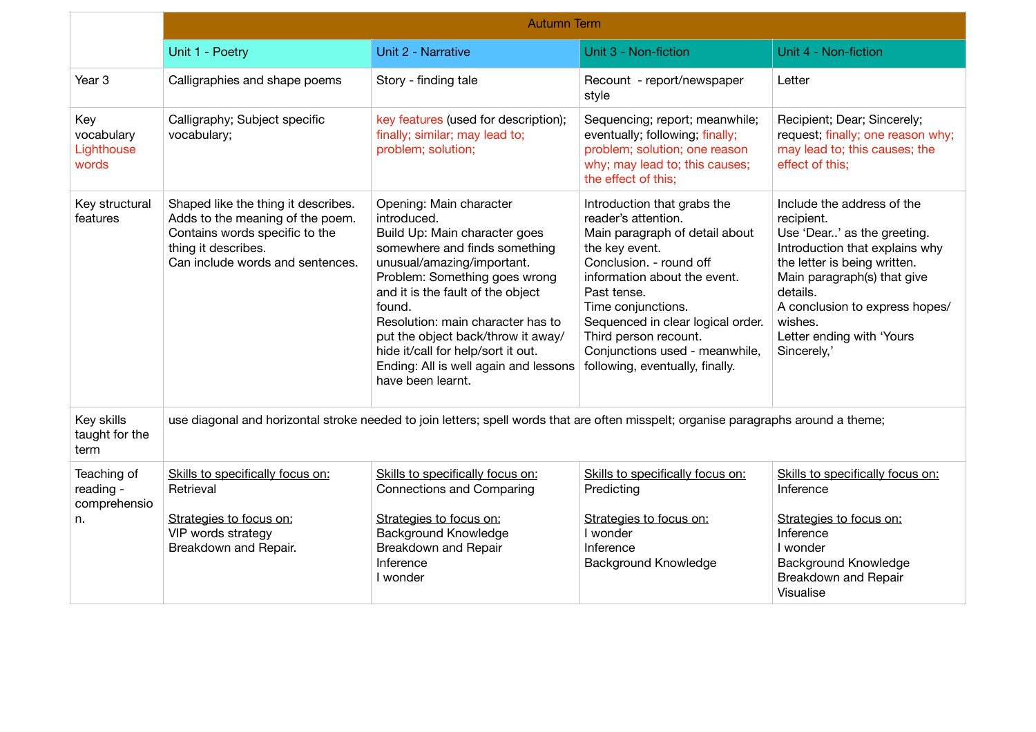| | Autumn Term | | | |
|---|---|---|---|---|
| | Unit 1 - Poetry | Unit 2 - Narrative | Unit 3 - Non-fiction | Unit 4 - Non-fiction |
| Year 3 | Calligraphies and shape poems | Story - finding tale | Recount - report/newspaper style | Letter |
| Key vocabulary Lighthouse words | Calligraphy; Subject specific vocabulary; | key features (used for description); finally; similar; may lead to; problem; solution; | Sequencing; report; meanwhile; eventually; following; finally; problem; solution; one reason why; may lead to; this causes; the effect of this; | Recipient; Dear; Sincerely; request; finally; one reason why; may lead to; this causes; the effect of this; |
| Key structural features | Shaped like the thing it describes.<br>Adds to the meaning of the poem.<br>Contains words specific to the thing it describes.<br>Can include words and sentences. | Opening: Main character introduced.<br>Build Up: Main character goes somewhere and finds something unusual/amazing/important.<br>Problem: Something goes wrong and it is the fault of the object found.<br>Resolution: main character has to put the object back/throw it away/ hide it/call for help/sort it out.<br>Ending: All is well again and lessons have been learnt. | Introduction that grabs the reader's attention.<br>Main paragraph of detail about the key event.<br>Conclusion. - round off information about the event.<br>Past tense.<br>Time conjunctions.<br>Sequenced in clear logical order.<br>Third person recount.<br>Conjunctions used - meanwhile, following, eventually, finally. | Include the address of the recipient.<br>Use 'Dear..' as the greeting.<br>Introduction that explains why the letter is being written.<br>Main paragraph(s) that give details.<br>A conclusion to express hopes/ wishes.<br>Letter ending with 'Yours Sincerely,' |
| Key skills taught for the term | use diagonal and horizontal stroke needed to join letters; spell words that are often misspelt; organise paragraphs around a theme; | | | |
| Teaching of reading - comprehension. | Skills to specifically focus on:<br>Retrieval<br><br>Strategies to focus on:<br>VIP words strategy<br>Breakdown and Repair. | Skills to specifically focus on:<br>Connections and Comparing<br><br>Strategies to focus on:<br>Background Knowledge<br>Breakdown and Repair<br>Inference<br>I wonder | Skills to specifically focus on:<br>Predicting<br><br>Strategies to focus on:<br>I wonder<br>Inference<br>Background Knowledge | Skills to specifically focus on:<br>Inference<br><br>Strategies to focus on:<br>Inference<br>I wonder<br>Background Knowledge<br>Breakdown and Repair<br>Visualise |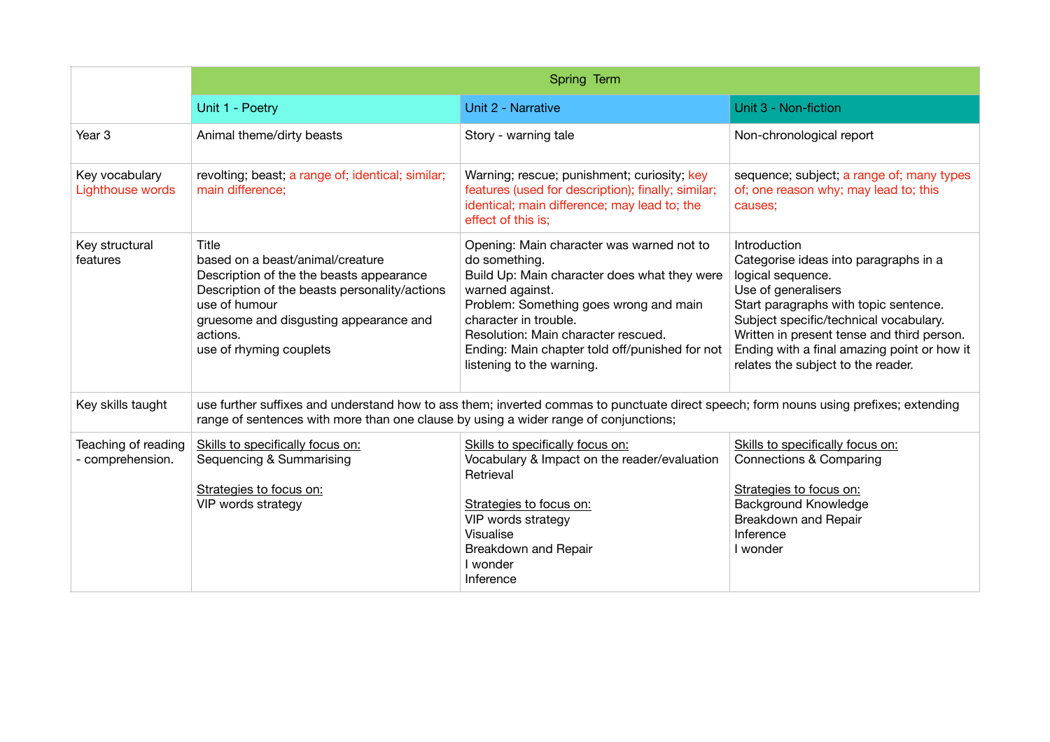| | Spring Term | | |
|---|---|---|---|
| | Unit 1 - Poetry | Unit 2 - Narrative | Unit 3 - Non-fiction |
| Year 3 | Animal theme/dirty beasts | Story - warning tale | Non-chronological report |
| Key vocabulary<br>Lighthouse words | revolting; beast; a range of; identical; similar; main difference; | Warning; rescue; punishment; curiosity; key features (used for description); finally; similar; identical; main difference; may lead to; the effect of this is; | sequence; subject; a range of; many types of; one reason why; may lead to; this causes; |
| Key structural features | Title<br>based on a beast/animal/creature<br>Description of the the beasts appearance<br>Description of the beasts personality/actions<br>use of humour<br>gruesome and disgusting appearance and actions.<br>use of rhyming couplets | Opening: Main character was warned not to do something.<br>Build Up: Main character does what they were warned against.<br>Problem: Something goes wrong and main character in trouble.<br>Resolution: Main character rescued.<br>Ending: Main chapter told off/punished for not listening to the warning. | Introduction<br>Categorise ideas into paragraphs in a logical sequence.<br>Use of generalisers<br>Start paragraphs with topic sentence.<br>Subject specific/technical vocabulary.<br>Written in present tense and third person.<br>Ending with a final amazing point or how it relates the subject to the reader. |
| Key skills taught | use further suffixes and understand how to ass them; inverted commas to punctuate direct speech; form nouns using prefixes; extending range of sentences with more than one clause by using a wider range of conjunctions; | | |
| Teaching of reading - comprehension. | Skills to specifically focus on:<br>Sequencing & Summarising<br><br>Strategies to focus on:<br>VIP words strategy | Skills to specifically focus on:<br>Vocabulary & Impact on the reader/evaluation<br>Retrieval<br><br>Strategies to focus on:<br>VIP words strategy<br>Visualise<br>Breakdown and Repair<br>I wonder<br>Inference | Skills to specifically focus on:<br>Connections & Comparing<br><br>Strategies to focus on:<br>Background Knowledge<br>Breakdown and Repair<br>Inference<br>I wonder |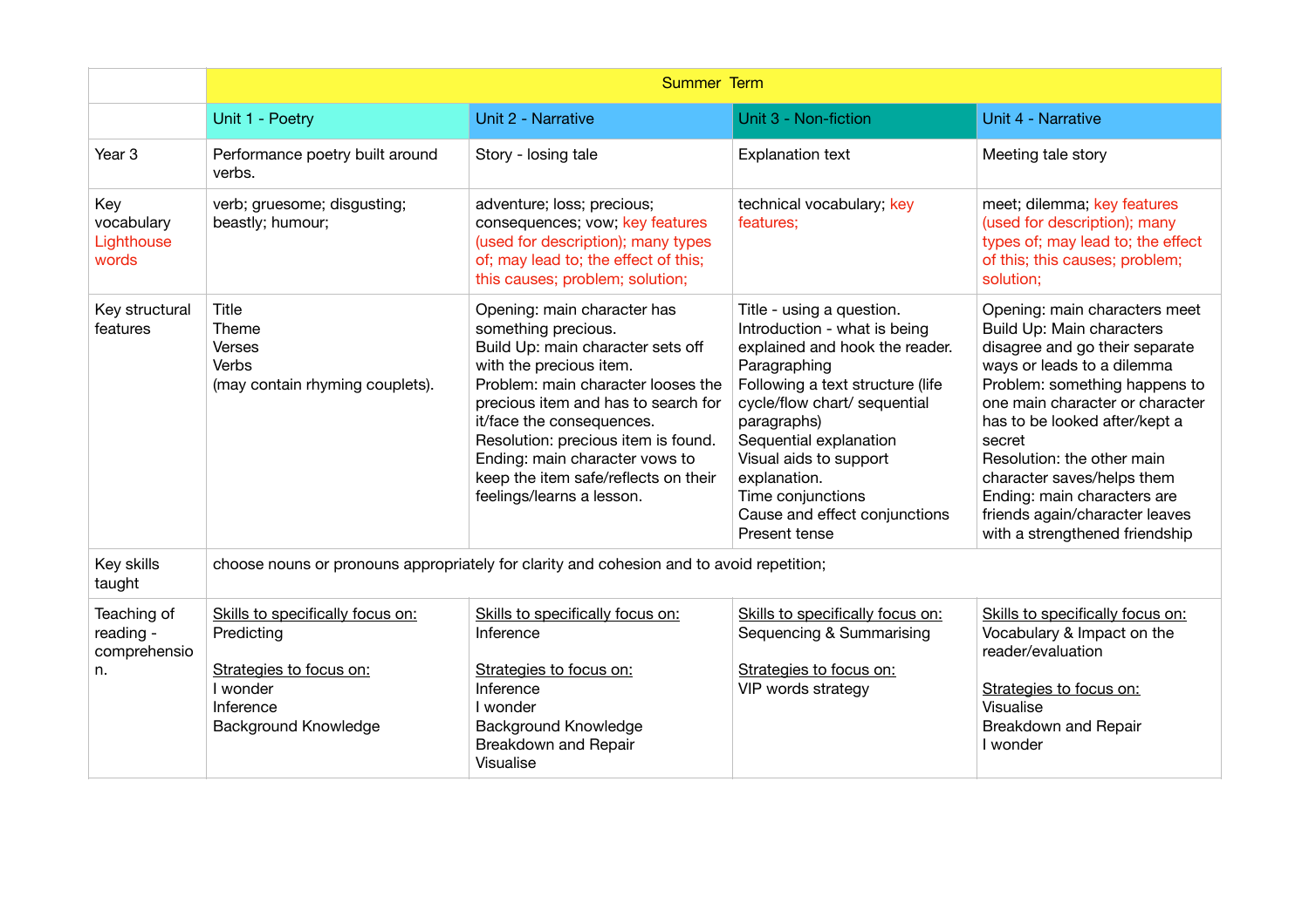| | Summer Term | | | |
|---|---|---|---|---|
| | Unit 1 - Poetry | Unit 2 - Narrative | Unit 3 - Non-fiction | Unit 4 - Narrative |
| Year 3 | Performance poetry built around verbs. | Story - losing tale | Explanation text | Meeting tale story |
| Key vocabulary Lighthouse words | verb; gruesome; disgusting; beastly; humour; | adventure; loss; precious; consequences; vow; key features (used for description); many types of; may lead to; the effect of this; this causes; problem; solution; | technical vocabulary; key features; | meet; dilemma; key features (used for description); many types of; may lead to; the effect of this; this causes; problem; solution; |
| Key structural features | Title<br>Theme<br>Verses<br>Verbs<br>(may contain rhyming couplets). | Opening: main character has something precious.<br>Build Up: main character sets off with the precious item.<br>Problem: main character looses the precious item and has to search for it/face the consequences.<br>Resolution: precious item is found.<br>Ending: main character vows to keep the item safe/reflects on their feelings/learns a lesson. | Title - using a question.<br>Introduction - what is being explained and hook the reader.<br>Paragraphing<br>Following a text structure (life cycle/flow chart/ sequential paragraphs)<br>Sequential explanation<br>Visual aids to support explanation.<br>Time conjunctions<br>Cause and effect conjunctions<br>Present tense | Opening: main characters meet<br>Build Up: Main characters disagree and go their separate ways or leads to a dilemma<br>Problem: something happens to one main character or character has to be looked after/kept a secret<br>Resolution: the other main character saves/helps them<br>Ending: main characters are friends again/character leaves with a strengthened friendship |
| Key skills taught | choose nouns or pronouns appropriately for clarity and cohesion and to avoid repetition; | | | |
| Teaching of reading - comprehension. | Skills to specifically focus on:<br>Predicting<br><br>Strategies to focus on:<br>I wonder<br>Inference<br>Background Knowledge | Skills to specifically focus on:<br>Inference<br><br>Strategies to focus on:<br>Inference<br>I wonder<br>Background Knowledge<br>Breakdown and Repair<br>Visualise | Skills to specifically focus on:<br>Sequencing & Summarising<br><br>Strategies to focus on:<br>VIP words strategy | Skills to specifically focus on:<br>Vocabulary & Impact on the reader/evaluation<br><br>Strategies to focus on:<br>Visualise<br>Breakdown and Repair<br>I wonder |